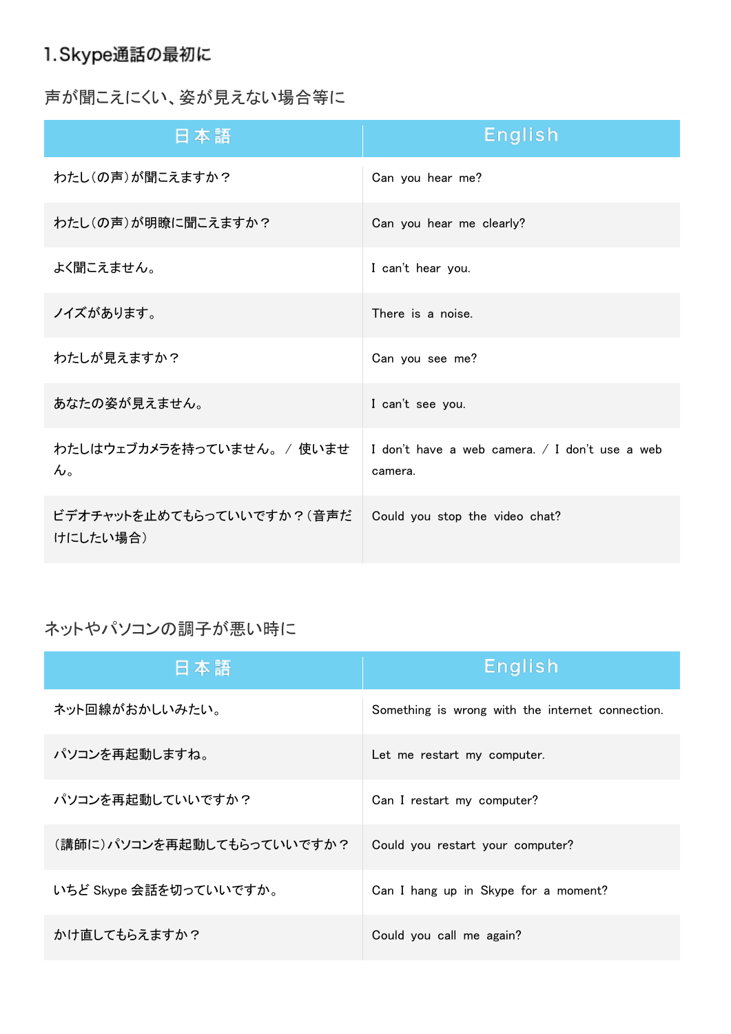## 1.Skype通話の最初に

### 声が聞こえにくい、姿が見えない場合等に

| 日本語 | English |
| --- | --- |
| わたし(の声)が聞こえますか？ | Can you hear me? |
| わたし(の声)が明瞭に聞こえますか？ | Can you hear me clearly? |
| よく聞こえません。 | I can't hear you. |
| ノイズがあります。 | There is a noise. |
| わたしが見えますか？ | Can you see me? |
| あなたの姿が見えません。 | I can't see you. |
| わたしはウェブカメラを持っていません。 / 使いません。 | I don't have a web camera. / I don't use a web camera. |
| ビデオチャットを止めてもらっていいですか？(音声だけにしたい場合) | Could you stop the video chat? |

### ネットやパソコンの調子が悪い時に

| 日本語 | English |
| --- | --- |
| ネット回線がおかしいみたい。 | Something is wrong with the internet connection. |
| パソコンを再起動しますね。 | Let me restart my computer. |
| パソコンを再起動していいですか？ | Can I restart my computer? |
| (講師に)パソコンを再起動してもらっていいですか？ | Could you restart your computer? |
| いちど Skype 会話を切っていいですか。 | Can I hang up in Skype for a moment? |
| かけ直してもらえますか？ | Could you call me again? |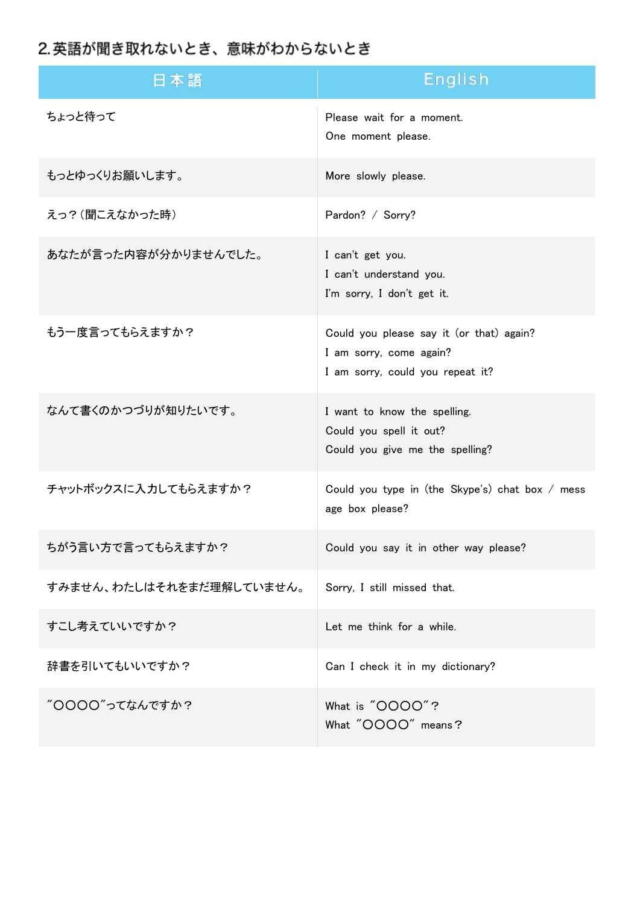## 2. 英語が聞き取れないとき、意味がわからないとき

| 日本語 | English |
| --- | --- |
| ちょっと待って | Please wait for a moment.<br>One moment please. |
| もっとゆっくりお願いします。 | More slowly please. |
| えっ？（聞こえなかった時） | Pardon? / Sorry? |
| あなたが言った内容が分かりませんでした。 | I can't get you.<br>I can't understand you.<br>I'm sorry, I don't get it. |
| もう一度言ってもらえますか？ | Could you please say it (or that) again?<br>I am sorry, come again?<br>I am sorry, could you repeat it? |
| なんて書くのかつづりが知りたいです。 | I want to know the spelling.<br>Could you spell it out?<br>Could you give me the spelling? |
| チャットボックスに入力してもらえますか？ | Could you type in (the Skype's) chat box / message box please? |
| ちがう言い方で言ってもらえますか？ | Could you say it in other way please? |
| すみません、わたしはそれをまだ理解していません。 | Sorry, I still missed that. |
| すこし考えていいですか？ | Let me think for a while. |
| 辞書を引いてもいいですか？ | Can I check it in my dictionary? |
| ″〇〇〇〇″ってなんですか？ | What is ″〇〇〇〇″？<br>What ″〇〇〇〇″ means？ |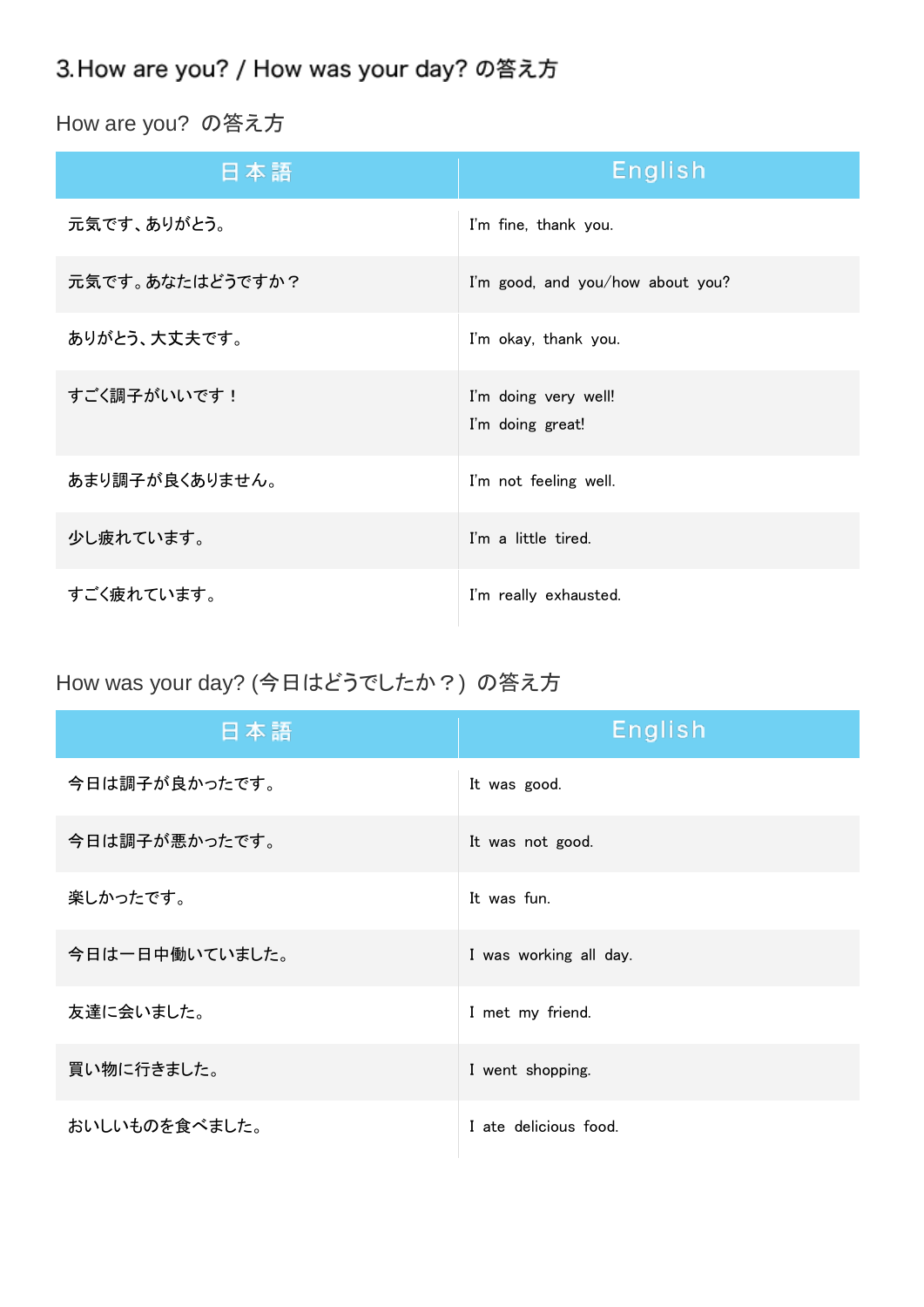## 3.How are you? / How was your day? の答え方

### How are you? の答え方

| 日本語 | English |
| --- | --- |
| 元気です、ありがとう。 | I'm fine, thank you. |
| 元気です。あなたはどうですか？ | I'm good, and you/how about you? |
| ありがとう、大丈夫です。 | I'm okay, thank you. |
| すごく調子がいいです！ | I'm doing very well!<br>I'm doing great! |
| あまり調子が良くありません。 | I'm not feeling well. |
| 少し疲れています。 | I'm a little tired. |
| すごく疲れています。 | I'm really exhausted. |

### How was your day? (今日はどうでしたか？) の答え方

| 日本語 | English |
| --- | --- |
| 今日は調子が良かったです。 | It was good. |
| 今日は調子が悪かったです。 | It was not good. |
| 楽しかったです。 | It was fun. |
| 今日は一日中働いていました。 | I was working all day. |
| 友達に会いました。 | I met my friend. |
| 買い物に行きました。 | I went shopping. |
| おいしいものを食べました。 | I ate delicious food. |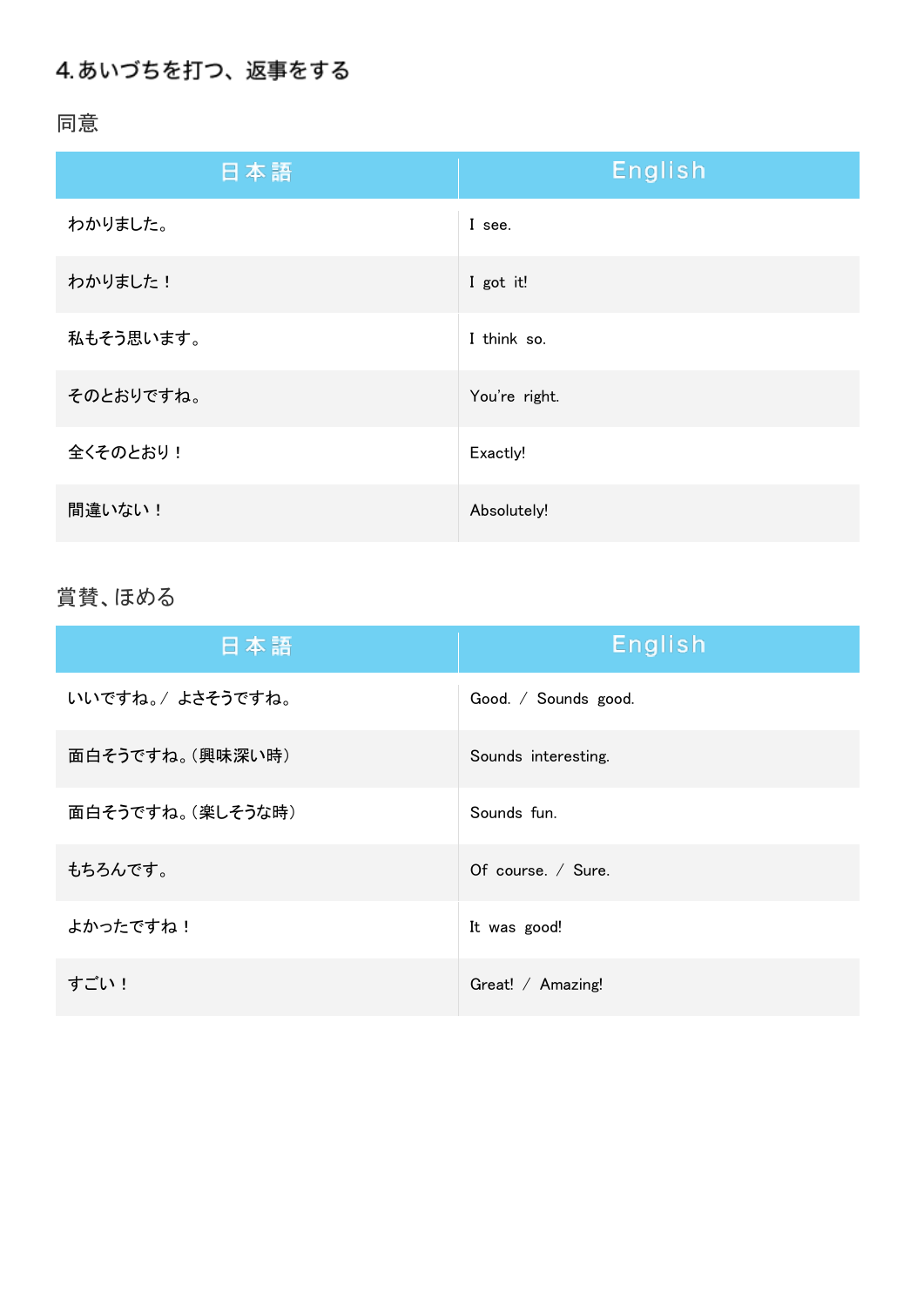## 4. あいづちを打つ、返事をする

### 同意

| 日本語 | English |
| --- | --- |
| わかりました。 | I see. |
| わかりました！ | I got it! |
| 私もそう思います。 | I think so. |
| そのとおりですね。 | You're right. |
| 全くそのとおり！ | Exactly! |
| 間違いない！ | Absolutely! |

### 賞賛、ほめる

| 日本語 | English |
| --- | --- |
| いいですね。/ よさそうですね。 | Good. / Sounds good. |
| 面白そうですね。（興味深い時） | Sounds interesting. |
| 面白そうですね。（楽しそうな時） | Sounds fun. |
| もちろんです。 | Of course. / Sure. |
| よかったですね！ | It was good! |
| すごい！ | Great! / Amazing! |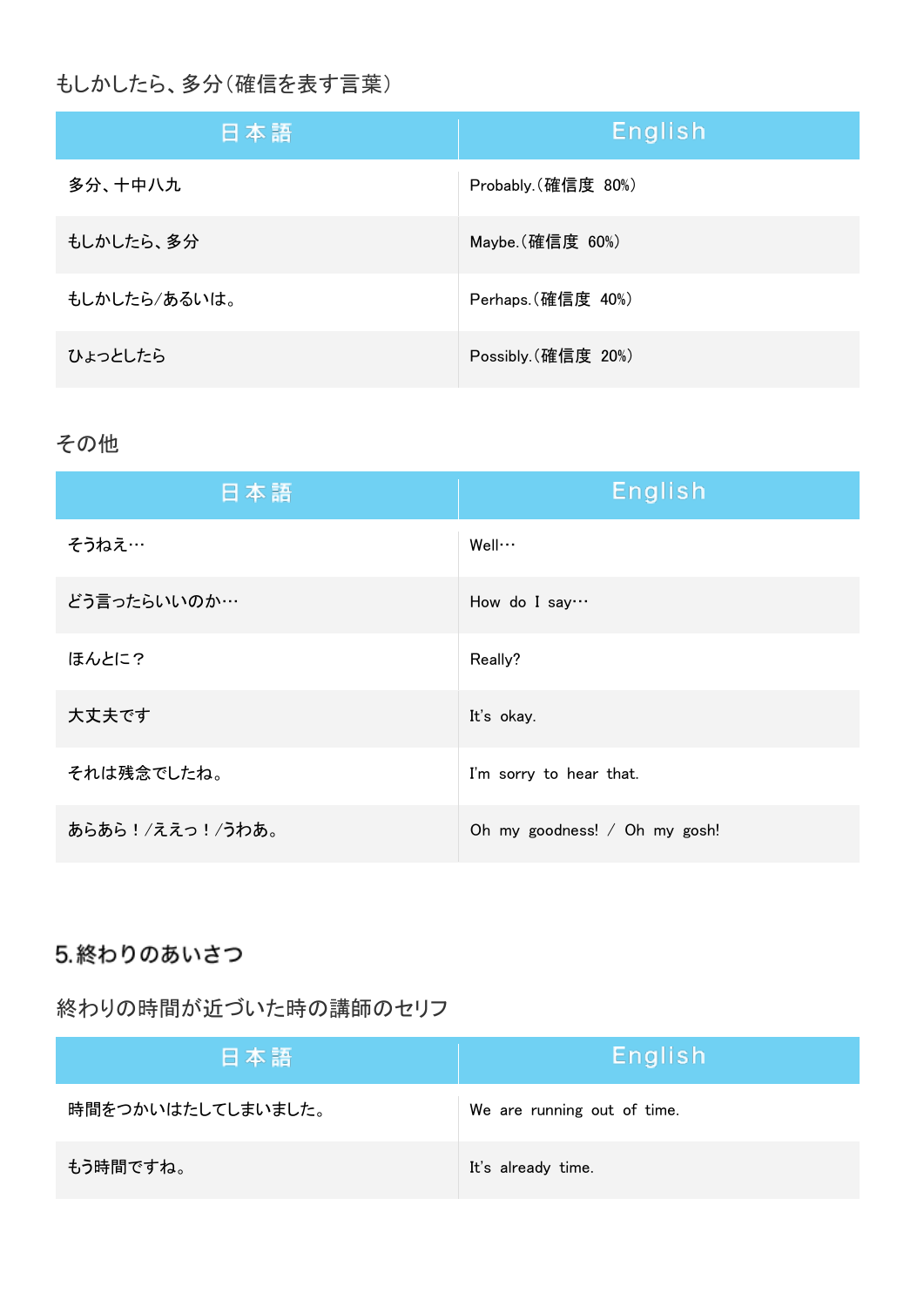もしかしたら、多分（確信を表す言葉）

| 日本語 | English |
| --- | --- |
| 多分、十中八九 | Probably.（確信度　80%） |
| もしかしたら、多分 | Maybe.（確信度　60%） |
| もしかしたら/あるいは。 | Perhaps.（確信度　40%） |
| ひょっとしたら | Possibly.（確信度　20%） |

その他

| 日本語 | English |
| --- | --- |
| そうねえ… | Well… |
| どう言ったらいいのか… | How do I say… |
| ほんとに？ | Really? |
| 大丈夫です | It's okay. |
| それは残念でしたね。 | I'm sorry to hear that. |
| あらあら！/えええっ！/うわあ。 | Oh my goodness! / Oh my gosh! |

## 5.終わりのあいさつ

終わりの時間が近づいた時の講師のセリフ

| 日本語 | English |
| --- | --- |
| 時間をつかいはたしてしまいました。 | We are running out of time. |
| もう時間ですね。 | It's already time. |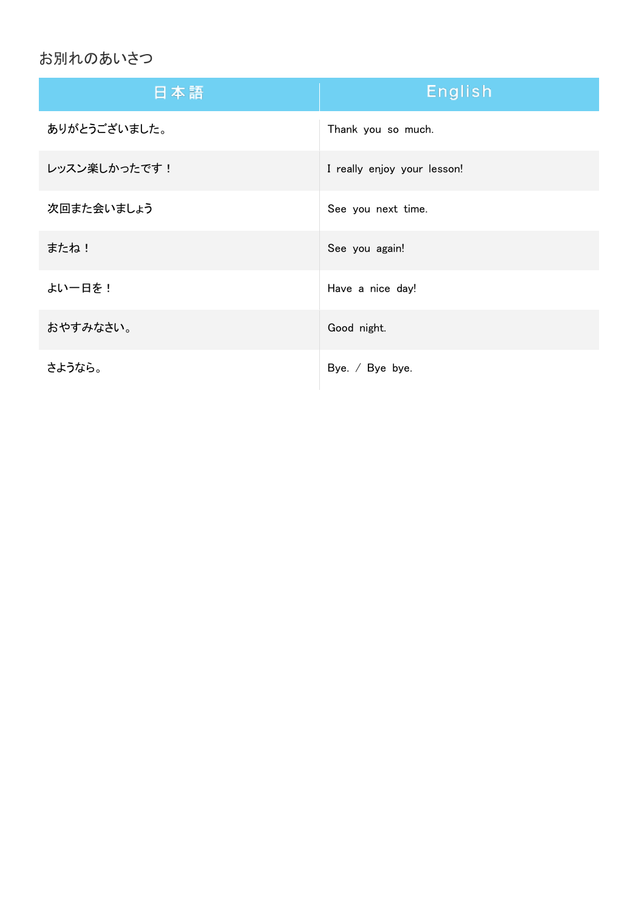お別れのあいさつ

| 日本語 | English |
| --- | --- |
| ありがとうございました。 | Thank you so much. |
| レッスン楽しかったです！ | I really enjoy your lesson! |
| 次回また会いましょう | See you next time. |
| またね！ | See you again! |
| よい一日を！ | Have a nice day! |
| おやすみなさい。 | Good night. |
| さようなら。 | Bye. / Bye bye. |